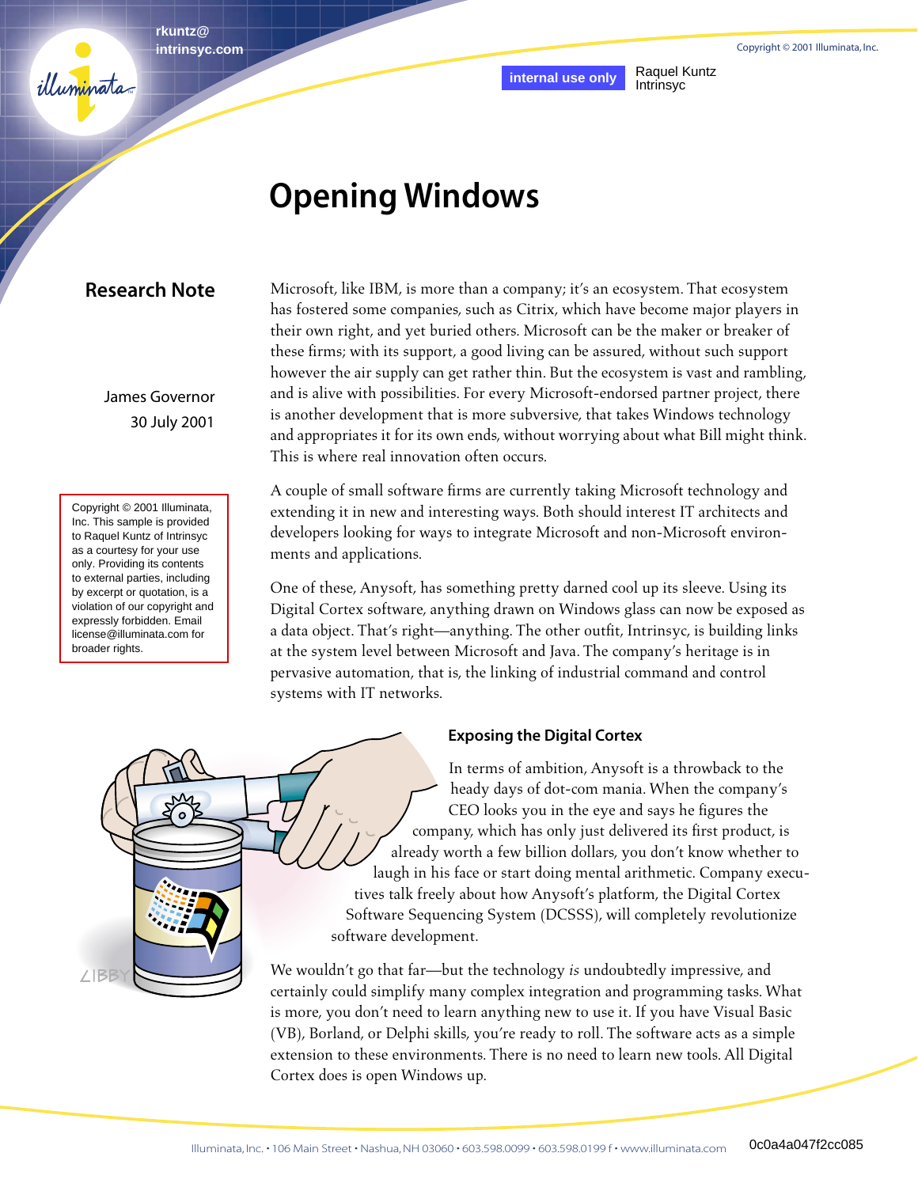# Opening Windows

## Research Note

James Governor
30 July 2001

Copyright © 2001 Illuminata, Inc. This sample is provided to Raquel Kuntz of Intrinsyc as a courtesy for your use only. Providing its contents to external parties, including by excerpt or quotation, is a violation of our copyright and expressly forbidden. Email license@illuminata.com for broader rights.

Microsoft, like IBM, is more than a company; it's an ecosystem. That ecosystem has fostered some companies, such as Citrix, which have become major players in their own right, and yet buried others. Microsoft can be the maker or breaker of these firms; with its support, a good living can be assured, without such support however the air supply can get rather thin. But the ecosystem is vast and rambling, and is alive with possibilities. For every Microsoft-endorsed partner project, there is another development that is more subversive, that takes Windows technology and appropriates it for its own ends, without worrying about what Bill might think. This is where real innovation often occurs.

A couple of small software firms are currently taking Microsoft technology and extending it in new and interesting ways. Both should interest IT architects and developers looking for ways to integrate Microsoft and non-Microsoft environments and applications.

One of these, Anysoft, has something pretty darned cool up its sleeve. Using its Digital Cortex software, anything drawn on Windows glass can now be exposed as a data object. That's right—anything. The other outfit, Intrinsyc, is building links at the system level between Microsoft and Java. The company's heritage is in pervasive automation, that is, the linking of industrial command and control systems with IT networks.

### Exposing the Digital Cortex

In terms of ambition, Anysoft is a throwback to the heady days of dot-com mania. When the company's CEO looks you in the eye and says he figures the company, which has only just delivered its first product, is already worth a few billion dollars, you don't know whether to laugh in his face or start doing mental arithmetic. Company executives talk freely about how Anysoft's platform, the Digital Cortex Software Sequencing System (DCSSS), will completely revolutionize software development.

We wouldn't go that far—but the technology *is* undoubtedly impressive, and certainly could simplify many complex integration and programming tasks. What is more, you don't need to learn anything new to use it. If you have Visual Basic (VB), Borland, or Delphi skills, you're ready to roll. The software acts as a simple extension to these environments. There is no need to learn new tools. All Digital Cortex does is open Windows up.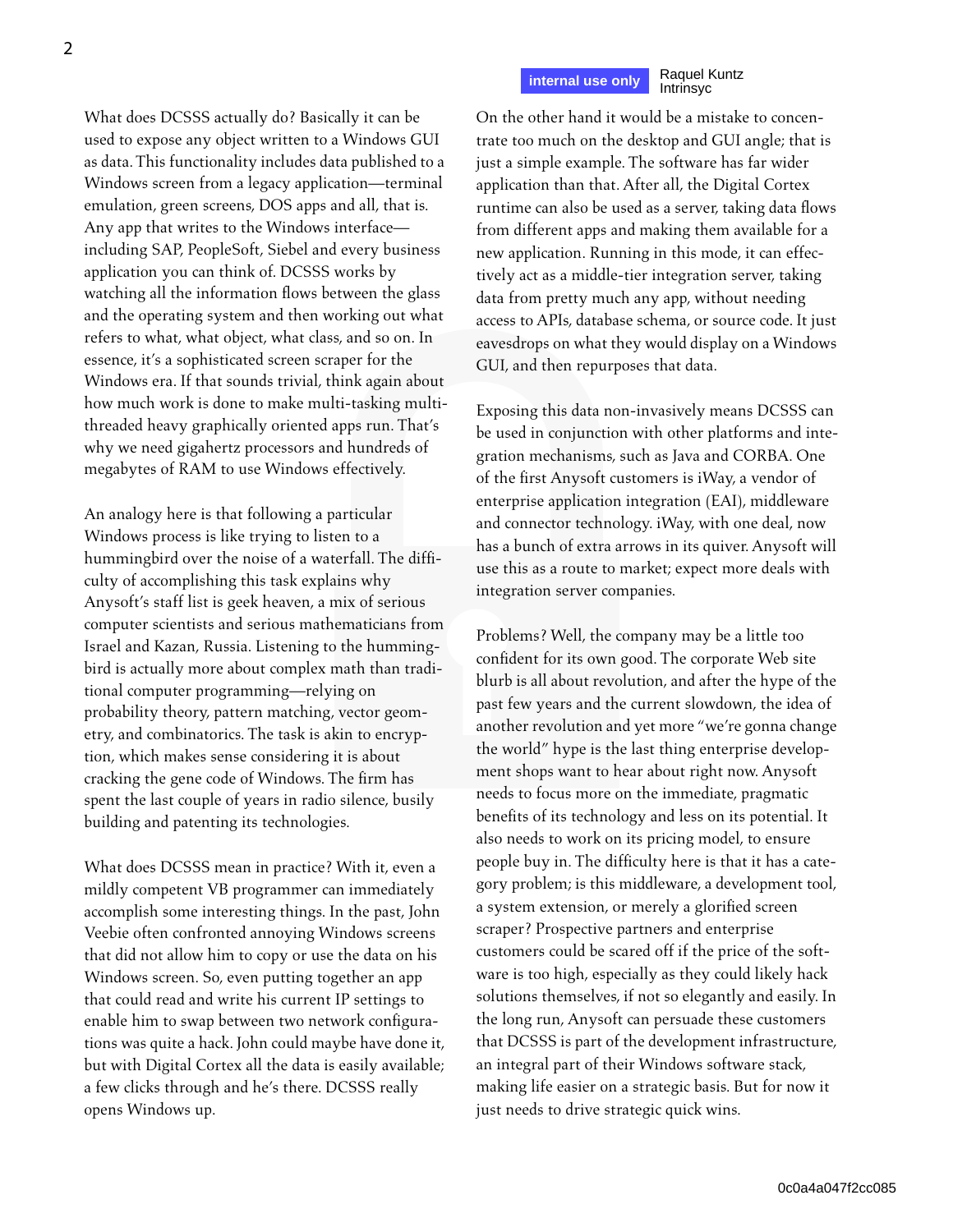What does DCSSS actually do? Basically it can be used to expose any object written to a Windows GUI as data. This functionality includes data published to a Windows screen from a legacy application—terminal emulation, green screens, DOS apps and all, that is. Any app that writes to the Windows interface—including SAP, PeopleSoft, Siebel and every business application you can think of. DCSSS works by watching all the information flows between the glass and the operating system and then working out what refers to what, what object, what class, and so on. In essence, it's a sophisticated screen scraper for the Windows era. If that sounds trivial, think again about how much work is done to make multi-tasking multi-threaded heavy graphically oriented apps run. That's why we need gigahertz processors and hundreds of megabytes of RAM to use Windows effectively.

An analogy here is that following a particular Windows process is like trying to listen to a hummingbird over the noise of a waterfall. The difficulty of accomplishing this task explains why Anysoft's staff list is geek heaven, a mix of serious computer scientists and serious mathematicians from Israel and Kazan, Russia. Listening to the hummingbird is actually more about complex math than traditional computer programming—relying on probability theory, pattern matching, vector geometry, and combinatorics. The task is akin to encryption, which makes sense considering it is about cracking the gene code of Windows. The firm has spent the last couple of years in radio silence, busily building and patenting its technologies.

What does DCSSS mean in practice? With it, even a mildly competent VB programmer can immediately accomplish some interesting things. In the past, John Veebie often confronted annoying Windows screens that did not allow him to copy or use the data on his Windows screen. So, even putting together an app that could read and write his current IP settings to enable him to swap between two network configurations was quite a hack. John could maybe have done it, but with Digital Cortex all the data is easily available; a few clicks through and he's there. DCSSS really opens Windows up.

On the other hand it would be a mistake to concentrate too much on the desktop and GUI angle; that is just a simple example. The software has far wider application than that. After all, the Digital Cortex runtime can also be used as a server, taking data flows from different apps and making them available for a new application. Running in this mode, it can effectively act as a middle-tier integration server, taking data from pretty much any app, without needing access to APIs, database schema, or source code. It just eavesdrops on what they would display on a Windows GUI, and then repurposes that data.

Exposing this data non-invasively means DCSSS can be used in conjunction with other platforms and integration mechanisms, such as Java and CORBA. One of the first Anysoft customers is iWay, a vendor of enterprise application integration (EAI), middleware and connector technology. iWay, with one deal, now has a bunch of extra arrows in its quiver. Anysoft will use this as a route to market; expect more deals with integration server companies.

Problems? Well, the company may be a little too confident for its own good. The corporate Web site blurb is all about revolution, and after the hype of the past few years and the current slowdown, the idea of another revolution and yet more "we're gonna change the world" hype is the last thing enterprise development shops want to hear about right now. Anysoft needs to focus more on the immediate, pragmatic benefits of its technology and less on its potential. It also needs to work on its pricing model, to ensure people buy in. The difficulty here is that it has a category problem; is this middleware, a development tool, a system extension, or merely a glorified screen scraper? Prospective partners and enterprise customers could be scared off if the price of the software is too high, especially as they could likely hack solutions themselves, if not so elegantly and easily. In the long run, Anysoft can persuade these customers that DCSSS is part of the development infrastructure, an integral part of their Windows software stack, making life easier on a strategic basis. But for now it just needs to drive strategic quick wins.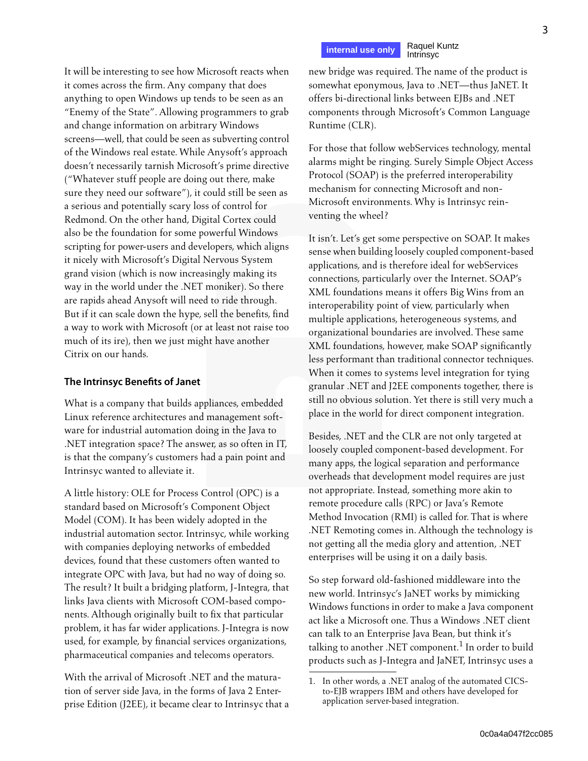It will be interesting to see how Microsoft reacts when it comes across the firm. Any company that does anything to open Windows up tends to be seen as an "Enemy of the State". Allowing programmers to grab and change information on arbitrary Windows screens—well, that could be seen as subverting control of the Windows real estate. While Anysoft's approach doesn't necessarily tarnish Microsoft's prime directive ("Whatever stuff people are doing out there, make sure they need our software"), it could still be seen as a serious and potentially scary loss of control for Redmond. On the other hand, Digital Cortex could also be the foundation for some powerful Windows scripting for power-users and developers, which aligns it nicely with Microsoft's Digital Nervous System grand vision (which is now increasingly making its way in the world under the .NET moniker). So there are rapids ahead Anysoft will need to ride through. But if it can scale down the hype, sell the benefits, find a way to work with Microsoft (or at least not raise too much of its ire), then we just might have another Citrix on our hands.

### The Intrinsyc Benefits of Janet

What is a company that builds appliances, embedded Linux reference architectures and management software for industrial automation doing in the Java to .NET integration space? The answer, as so often in IT, is that the company's customers had a pain point and Intrinsyc wanted to alleviate it.

A little history: OLE for Process Control (OPC) is a standard based on Microsoft's Component Object Model (COM). It has been widely adopted in the industrial automation sector. Intrinsyc, while working with companies deploying networks of embedded devices, found that these customers often wanted to integrate OPC with Java, but had no way of doing so. The result? It built a bridging platform, J-Integra, that links Java clients with Microsoft COM-based components. Although originally built to fix that particular problem, it has far wider applications. J-Integra is now used, for example, by financial services organizations, pharmaceutical companies and telecoms operators.

With the arrival of Microsoft .NET and the maturation of server side Java, in the forms of Java 2 Enterprise Edition (J2EE), it became clear to Intrinsyc that a new bridge was required. The name of the product is somewhat eponymous, Java to .NET—thus JaNET. It offers bi-directional links between EJBs and .NET components through Microsoft's Common Language Runtime (CLR).

For those that follow webServices technology, mental alarms might be ringing. Surely Simple Object Access Protocol (SOAP) is the preferred interoperability mechanism for connecting Microsoft and non-Microsoft environments. Why is Intrinsyc reinventing the wheel?

It isn't. Let's get some perspective on SOAP. It makes sense when building loosely coupled component-based applications, and is therefore ideal for webServices connections, particularly over the Internet. SOAP's XML foundations means it offers Big Wins from an interoperability point of view, particularly when multiple applications, heterogeneous systems, and organizational boundaries are involved. These same XML foundations, however, make SOAP significantly less performant than traditional connector techniques. When it comes to systems level integration for tying granular .NET and J2EE components together, there is still no obvious solution. Yet there is still very much a place in the world for direct component integration.

Besides, .NET and the CLR are not only targeted at loosely coupled component-based development. For many apps, the logical separation and performance overheads that development model requires are just not appropriate. Instead, something more akin to remote procedure calls (RPC) or Java's Remote Method Invocation (RMI) is called for. That is where .NET Remoting comes in. Although the technology is not getting all the media glory and attention, .NET enterprises will be using it on a daily basis.

So step forward old-fashioned middleware into the new world. Intrinsyc's JaNET works by mimicking Windows functions in order to make a Java component act like a Microsoft one. Thus a Windows .NET client can talk to an Enterprise Java Bean, but think it's talking to another .NET component.[1] In order to build products such as J-Integra and JaNET, Intrinsyc uses a

1. In other words, a .NET analog of the automated CICS-to-EJB wrappers IBM and others have developed for application server-based integration.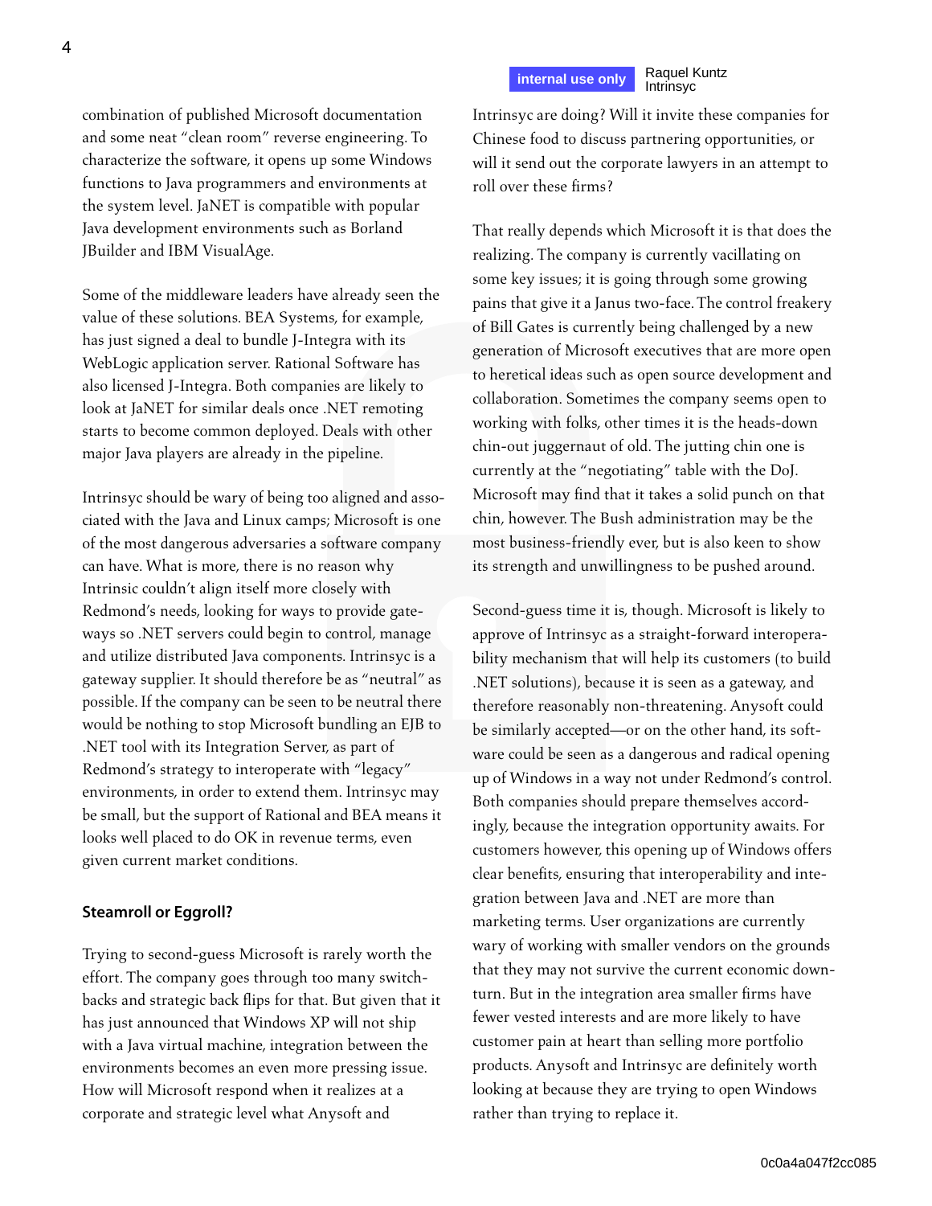combination of published Microsoft documentation and some neat "clean room" reverse engineering. To characterize the software, it opens up some Windows functions to Java programmers and environments at the system level. JaNET is compatible with popular Java development environments such as Borland JBuilder and IBM VisualAge.

Some of the middleware leaders have already seen the value of these solutions. BEA Systems, for example, has just signed a deal to bundle J-Integra with its WebLogic application server. Rational Software has also licensed J-Integra. Both companies are likely to look at JaNET for similar deals once .NET remoting starts to become common deployed. Deals with other major Java players are already in the pipeline.

Intrinsyc should be wary of being too aligned and associated with the Java and Linux camps; Microsoft is one of the most dangerous adversaries a software company can have. What is more, there is no reason why Intrinsic couldn't align itself more closely with Redmond's needs, looking for ways to provide gateways so .NET servers could begin to control, manage and utilize distributed Java components. Intrinsyc is a gateway supplier. It should therefore be as "neutral" as possible. If the company can be seen to be neutral there would be nothing to stop Microsoft bundling an EJB to .NET tool with its Integration Server, as part of Redmond's strategy to interoperate with "legacy" environments, in order to extend them. Intrinsyc may be small, but the support of Rational and BEA means it looks well placed to do OK in revenue terms, even given current market conditions.

### Steamroll or Eggroll?

Trying to second-guess Microsoft is rarely worth the effort. The company goes through too many switchbacks and strategic back flips for that. But given that it has just announced that Windows XP will not ship with a Java virtual machine, integration between the environments becomes an even more pressing issue. How will Microsoft respond when it realizes at a corporate and strategic level what Anysoft and Intrinsyc are doing? Will it invite these companies for Chinese food to discuss partnering opportunities, or will it send out the corporate lawyers in an attempt to roll over these firms?

That really depends which Microsoft it is that does the realizing. The company is currently vacillating on some key issues; it is going through some growing pains that give it a Janus two-face. The control freakery of Bill Gates is currently being challenged by a new generation of Microsoft executives that are more open to heretical ideas such as open source development and collaboration. Sometimes the company seems open to working with folks, other times it is the heads-down chin-out juggernaut of old. The jutting chin one is currently at the "negotiating" table with the DoJ. Microsoft may find that it takes a solid punch on that chin, however. The Bush administration may be the most business-friendly ever, but is also keen to show its strength and unwillingness to be pushed around.

Second-guess time it is, though. Microsoft is likely to approve of Intrinsyc as a straight-forward interoperability mechanism that will help its customers (to build .NET solutions), because it is seen as a gateway, and therefore reasonably non-threatening. Anysoft could be similarly accepted—or on the other hand, its software could be seen as a dangerous and radical opening up of Windows in a way not under Redmond's control. Both companies should prepare themselves accordingly, because the integration opportunity awaits. For customers however, this opening up of Windows offers clear benefits, ensuring that interoperability and integration between Java and .NET are more than marketing terms. User organizations are currently wary of working with smaller vendors on the grounds that they may not survive the current economic downturn. But in the integration area smaller firms have fewer vested interests and are more likely to have customer pain at heart than selling more portfolio products. Anysoft and Intrinsyc are definitely worth looking at because they are trying to open Windows rather than trying to replace it.